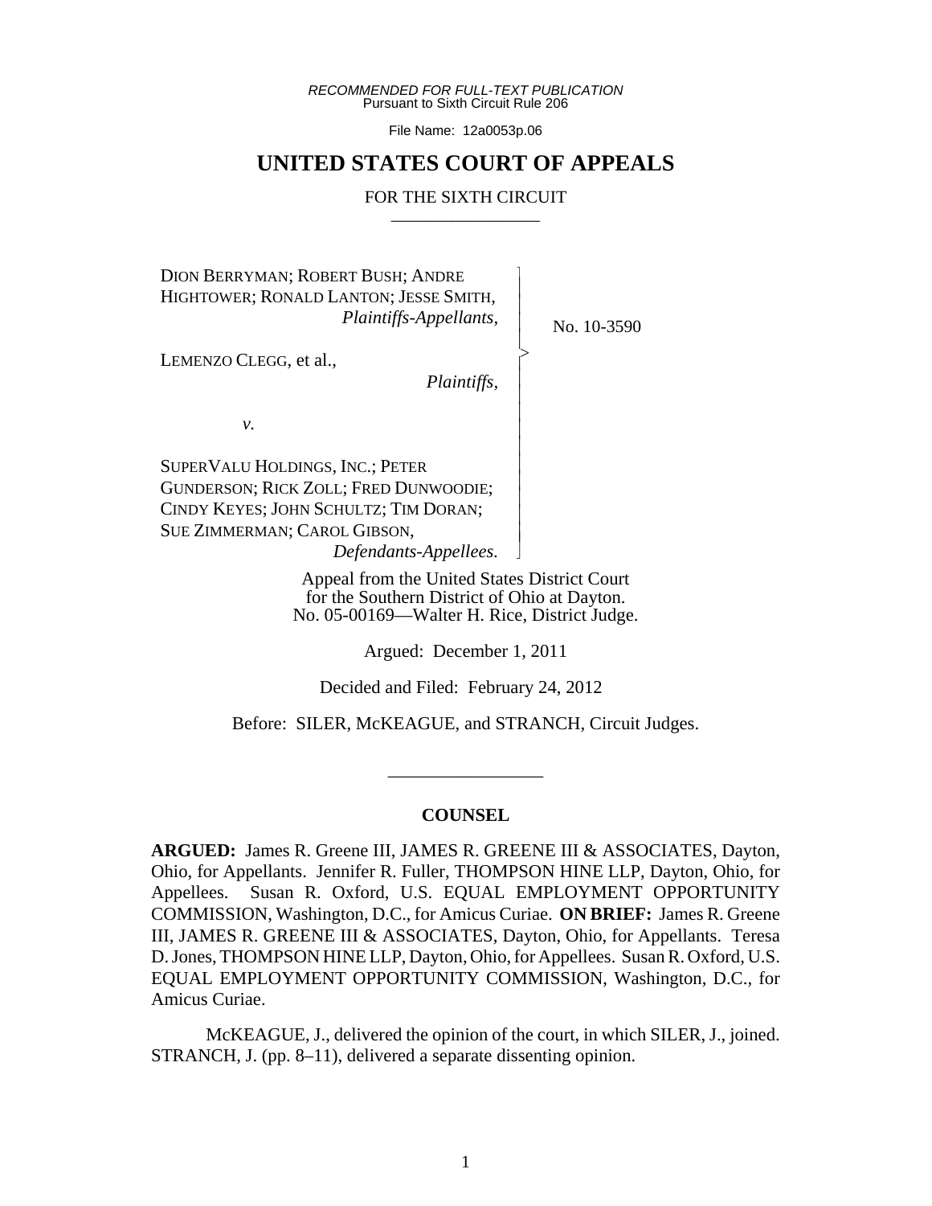*RECOMMENDED FOR FULL-TEXT PUBLICATION*
Pursuant to Sixth Circuit Rule 206

File Name: 12a0053p.06

# UNITED STATES COURT OF APPEALS

## FOR THE SIXTH CIRCUIT

---

DION BERRYMAN; ROBERT BUSH; ANDRE HIGHTOWER; RONALD LANTON; JESSE SMITH,
*Plaintiffs-Appellants*,

LEMENZO CLEGG, et al.,
*Plaintiffs*,

*v.*

SUPERVALU HOLDINGS, INC.; PETER GUNDERSON; RICK ZOLL; FRED DUNWOODIE; CINDY KEYES; JOHN SCHULTZ; TIM DORAN; SUE ZIMMERMAN; CAROL GIBSON,
*Defendants-Appellees.*

No. 10-3590

Appeal from the United States District Court for the Southern District of Ohio at Dayton.
No. 05-00169—Walter H. Rice, District Judge.

Argued: December 1, 2011

Decided and Filed: February 24, 2012

Before: SILER, McKEAGUE, and STRANCH, Circuit Judges.

---

**COUNSEL**

**ARGUED:** James R. Greene III, JAMES R. GREENE III & ASSOCIATES, Dayton, Ohio, for Appellants. Jennifer R. Fuller, THOMPSON HINE LLP, Dayton, Ohio, for Appellees. Susan R. Oxford, U.S. EQUAL EMPLOYMENT OPPORTUNITY COMMISSION, Washington, D.C., for Amicus Curiae. **ON BRIEF:** James R. Greene III, JAMES R. GREENE III & ASSOCIATES, Dayton, Ohio, for Appellants. Teresa D. Jones, THOMPSON HINE LLP, Dayton, Ohio, for Appellees. Susan R. Oxford, U.S. EQUAL EMPLOYMENT OPPORTUNITY COMMISSION, Washington, D.C., for Amicus Curiae.

McKEAGUE, J., delivered the opinion of the court, in which SILER, J., joined. STRANCH, J. (pp. 8–11), delivered a separate dissenting opinion.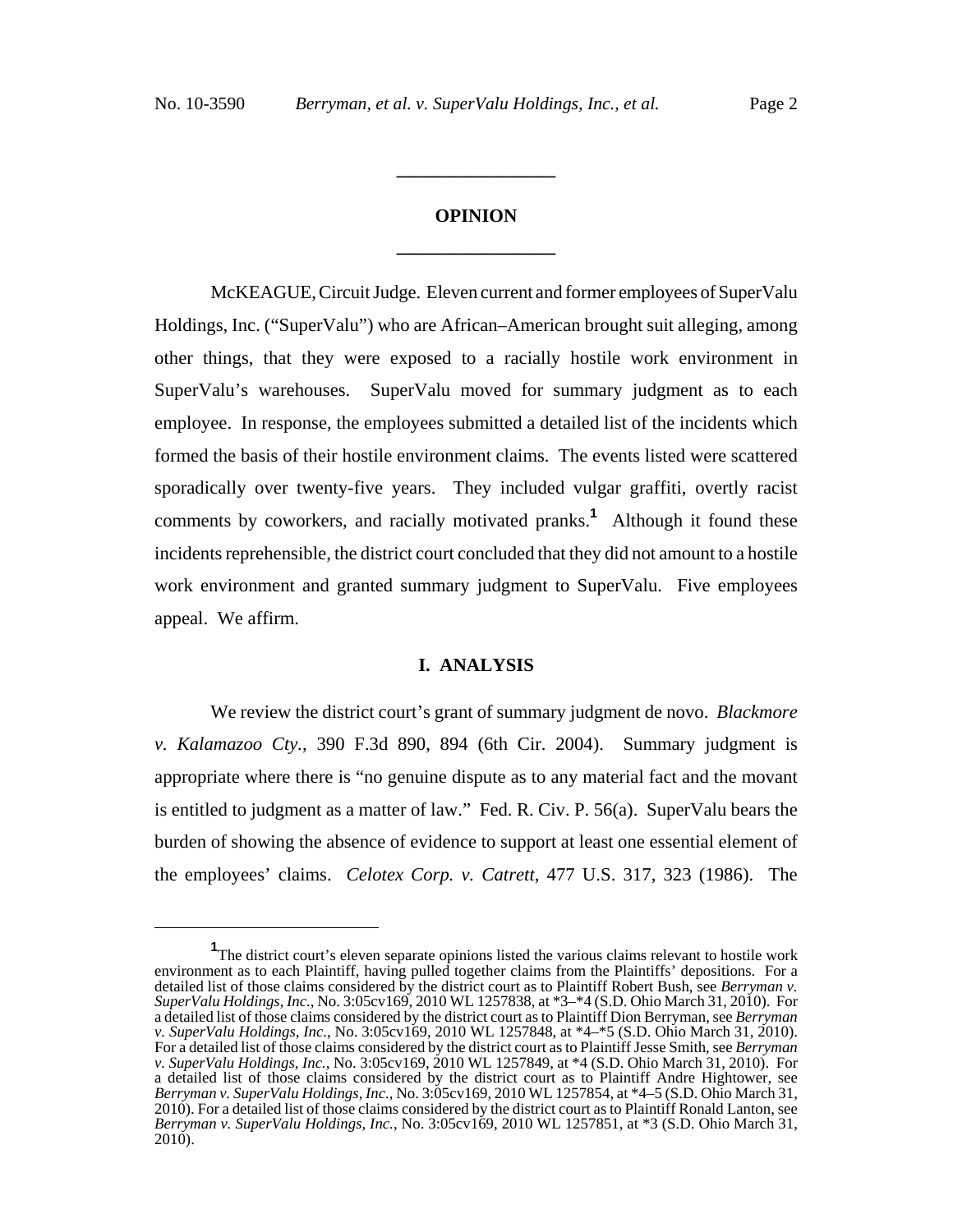## OPINION

McKEAGUE, Circuit Judge. Eleven current and former employees of SuperValu Holdings, Inc. ("SuperValu") who are African–American brought suit alleging, among other things, that they were exposed to a racially hostile work environment in SuperValu's warehouses. SuperValu moved for summary judgment as to each employee. In response, the employees submitted a detailed list of the incidents which formed the basis of their hostile environment claims. The events listed were scattered sporadically over twenty-five years. They included vulgar graffiti, overtly racist comments by coworkers, and racially motivated pranks.[1] Although it found these incidents reprehensible, the district court concluded that they did not amount to a hostile work environment and granted summary judgment to SuperValu. Five employees appeal. We affirm.

## I. ANALYSIS

We review the district court's grant of summary judgment de novo. *Blackmore v. Kalamazoo Cty.*, 390 F.3d 890, 894 (6th Cir. 2004). Summary judgment is appropriate where there is "no genuine dispute as to any material fact and the movant is entitled to judgment as a matter of law." Fed. R. Civ. P. 56(a). SuperValu bears the burden of showing the absence of evidence to support at least one essential element of the employees' claims. *Celotex Corp. v. Catrett*, 477 U.S. 317, 323 (1986). The

[1] The district court's eleven separate opinions listed the various claims relevant to hostile work environment as to each Plaintiff, having pulled together claims from the Plaintiffs' depositions. For a detailed list of those claims considered by the district court as to Plaintiff Robert Bush, see *Berryman v. SuperValu Holdings, Inc.*, No. 3:05cv169, 2010 WL 1257838, at *3–*4 (S.D. Ohio March 31, 2010). For a detailed list of those claims considered by the district court as to Plaintiff Dion Berryman, see *Berryman v. SuperValu Holdings, Inc.*, No. 3:05cv169, 2010 WL 1257848, at *4–*5 (S.D. Ohio March 31, 2010). For a detailed list of those claims considered by the district court as to Plaintiff Jesse Smith, see *Berryman v. SuperValu Holdings, Inc.*, No. 3:05cv169, 2010 WL 1257849, at *4 (S.D. Ohio March 31, 2010). For a detailed list of those claims considered by the district court as to Plaintiff Andre Hightower, see *Berryman v. SuperValu Holdings, Inc.*, No. 3:05cv169, 2010 WL 1257854, at *4–5 (S.D. Ohio March 31, 2010). For a detailed list of those claims considered by the district court as to Plaintiff Ronald Lanton, see *Berryman v. SuperValu Holdings, Inc.*, No. 3:05cv169, 2010 WL 1257851, at *3 (S.D. Ohio March 31, 2010).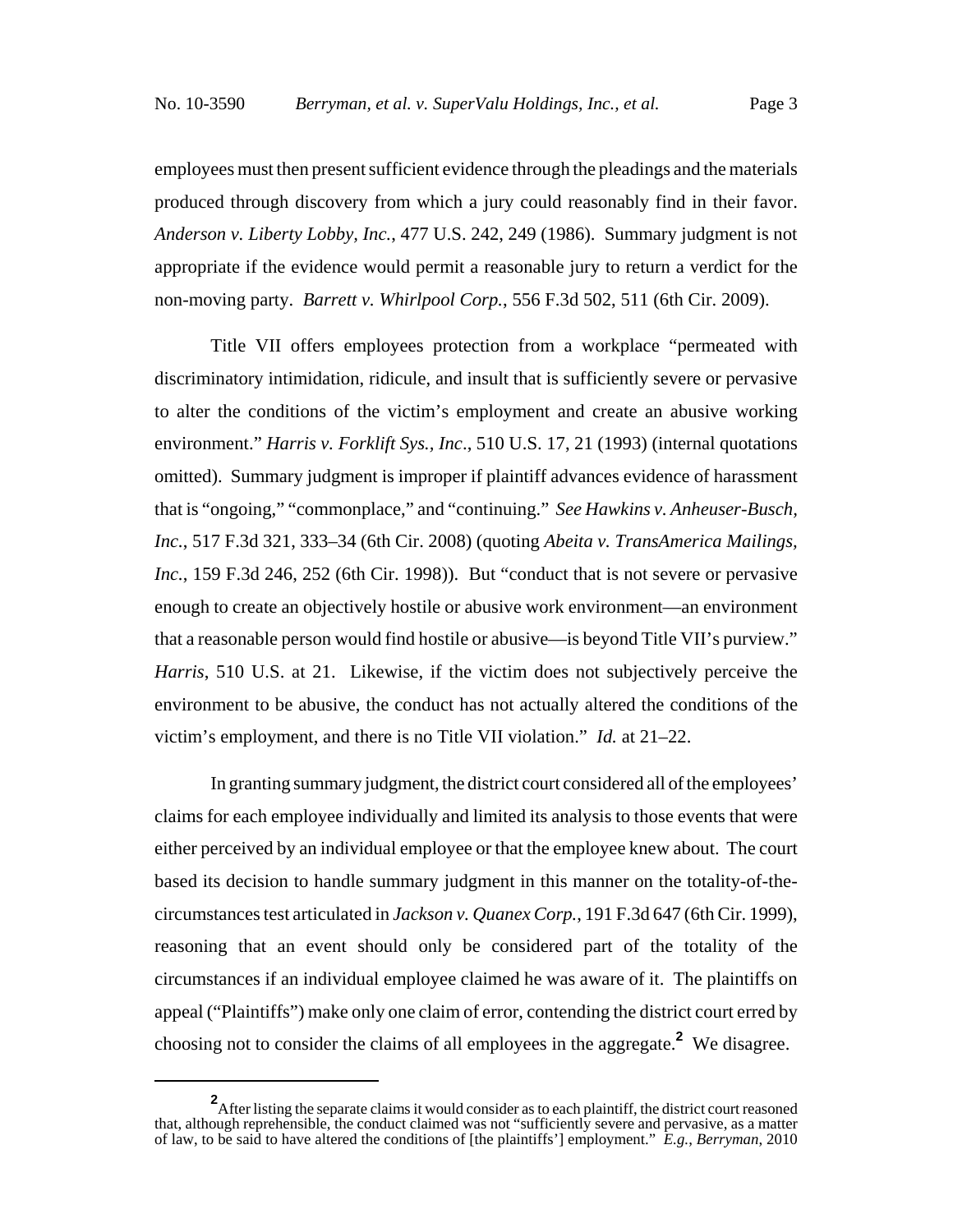employees must then present sufficient evidence through the pleadings and the materials produced through discovery from which a jury could reasonably find in their favor. *Anderson v. Liberty Lobby, Inc.*, 477 U.S. 242, 249 (1986). Summary judgment is not appropriate if the evidence would permit a reasonable jury to return a verdict for the non-moving party. *Barrett v. Whirlpool Corp.*, 556 F.3d 502, 511 (6th Cir. 2009).

Title VII offers employees protection from a workplace "permeated with discriminatory intimidation, ridicule, and insult that is sufficiently severe or pervasive to alter the conditions of the victim's employment and create an abusive working environment." *Harris v. Forklift Sys., Inc*., 510 U.S. 17, 21 (1993) (internal quotations omitted). Summary judgment is improper if plaintiff advances evidence of harassment that is "ongoing," "commonplace," and "continuing." *See Hawkins v. Anheuser-Busch, Inc.*, 517 F.3d 321, 333–34 (6th Cir. 2008) (quoting *Abeita v. TransAmerica Mailings, Inc.*, 159 F.3d 246, 252 (6th Cir. 1998)). But "conduct that is not severe or pervasive enough to create an objectively hostile or abusive work environment—an environment that a reasonable person would find hostile or abusive—is beyond Title VII's purview." *Harris*, 510 U.S. at 21. Likewise, if the victim does not subjectively perceive the environment to be abusive, the conduct has not actually altered the conditions of the victim's employment, and there is no Title VII violation." *Id.* at 21–22.

In granting summary judgment, the district court considered all of the employees' claims for each employee individually and limited its analysis to those events that were either perceived by an individual employee or that the employee knew about. The court based its decision to handle summary judgment in this manner on the totality-of-the-circumstances test articulated in *Jackson v. Quanex Corp.*, 191 F.3d 647 (6th Cir. 1999), reasoning that an event should only be considered part of the totality of the circumstances if an individual employee claimed he was aware of it. The plaintiffs on appeal ("Plaintiffs") make only one claim of error, contending the district court erred by choosing not to consider the claims of all employees in the aggregate.[2] We disagree.

---

[2] After listing the separate claims it would consider as to each plaintiff, the district court reasoned that, although reprehensible, the conduct claimed was not "sufficiently severe and pervasive, as a matter of law, to be said to have altered the conditions of [the plaintiffs'] employment." *E.g.*, *Berryman*, 2010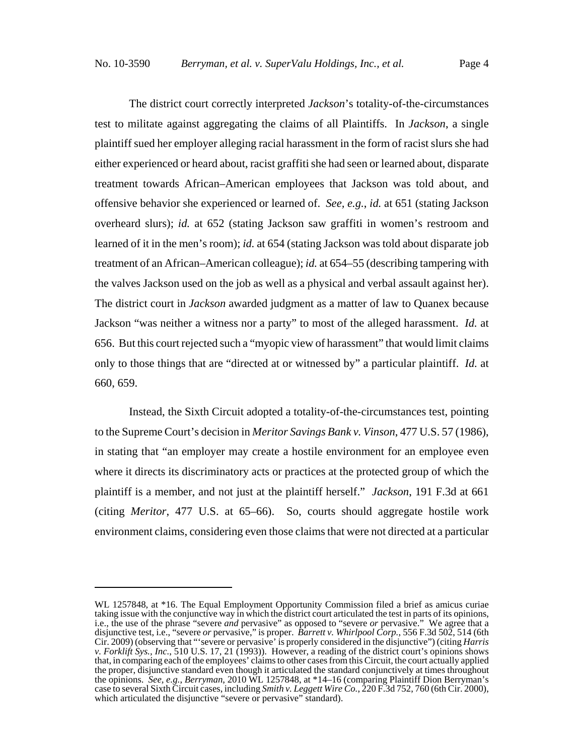The district court correctly interpreted *Jackson*'s totality-of-the-circumstances test to militate against aggregating the claims of all Plaintiffs. In *Jackson*, a single plaintiff sued her employer alleging racial harassment in the form of racist slurs she had either experienced or heard about, racist graffiti she had seen or learned about, disparate treatment towards African–American employees that Jackson was told about, and offensive behavior she experienced or learned of. *See, e.g.*, *id.* at 651 (stating Jackson overheard slurs); *id.* at 652 (stating Jackson saw graffiti in women's restroom and learned of it in the men's room); *id.* at 654 (stating Jackson was told about disparate job treatment of an African–American colleague); *id.* at 654–55 (describing tampering with the valves Jackson used on the job as well as a physical and verbal assault against her). The district court in *Jackson* awarded judgment as a matter of law to Quanex because Jackson "was neither a witness nor a party" to most of the alleged harassment. *Id.* at 656. But this court rejected such a "myopic view of harassment" that would limit claims only to those things that are "directed at or witnessed by" a particular plaintiff. *Id.* at 660, 659.

Instead, the Sixth Circuit adopted a totality-of-the-circumstances test, pointing to the Supreme Court's decision in *Meritor Savings Bank v. Vinson*, 477 U.S. 57 (1986), in stating that "an employer may create a hostile environment for an employee even where it directs its discriminatory acts or practices at the protected group of which the plaintiff is a member, and not just at the plaintiff herself." *Jackson*, 191 F.3d at 661 (citing *Meritor*, 477 U.S. at 65–66). So, courts should aggregate hostile work environment claims, considering even those claims that were not directed at a particular

WL 1257848, at *16. The Equal Employment Opportunity Commission filed a brief as amicus curiae taking issue with the conjunctive way in which the district court articulated the test in parts of its opinions, i.e., the use of the phrase "severe *and* pervasive" as opposed to "severe *or* pervasive." We agree that a disjunctive test, i.e., "severe *or* pervasive," is proper. *Barrett v. Whirlpool Corp.*, 556 F.3d 502, 514 (6th Cir. 2009) (observing that "'severe or pervasive' is properly considered in the disjunctive") (citing *Harris v. Forklift Sys., Inc.*, 510 U.S. 17, 21 (1993)). However, a reading of the district court's opinions shows that, in comparing each of the employees' claims to other cases from this Circuit, the court actually applied the proper, disjunctive standard even though it articulated the standard conjunctively at times throughout the opinions. *See, e.g.*, *Berryman*, 2010 WL 1257848, at *14–16 (comparing Plaintiff Dion Berryman's case to several Sixth Circuit cases, including *Smith v. Leggett Wire Co.*, 220 F.3d 752, 760 (6th Cir. 2000), which articulated the disjunctive "severe or pervasive" standard).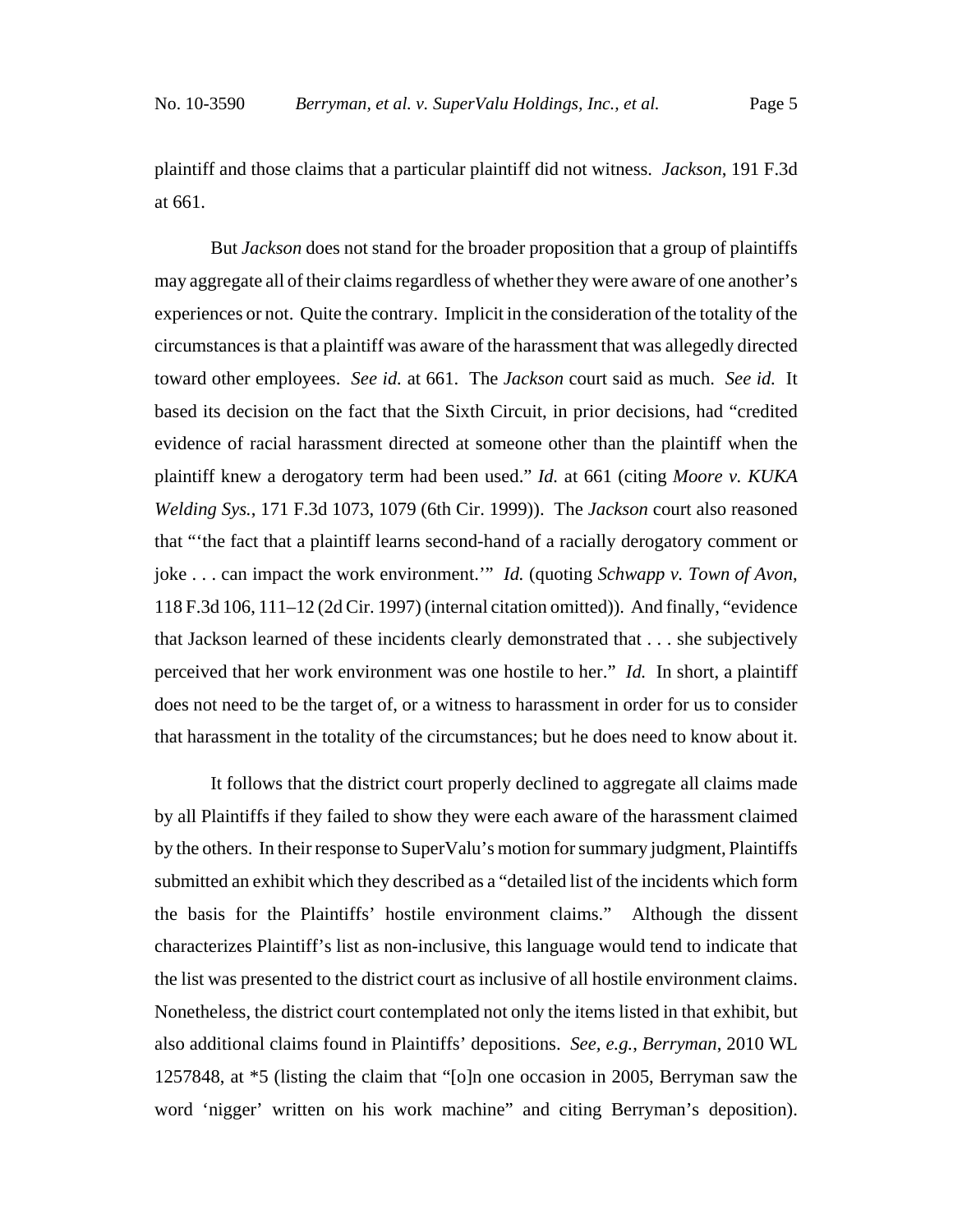plaintiff and those claims that a particular plaintiff did not witness. *Jackson*, 191 F.3d at 661.

But *Jackson* does not stand for the broader proposition that a group of plaintiffs may aggregate all of their claims regardless of whether they were aware of one another's experiences or not. Quite the contrary. Implicit in the consideration of the totality of the circumstances is that a plaintiff was aware of the harassment that was allegedly directed toward other employees. *See id.* at 661. The *Jackson* court said as much. *See id.* It based its decision on the fact that the Sixth Circuit, in prior decisions, had "credited evidence of racial harassment directed at someone other than the plaintiff when the plaintiff knew a derogatory term had been used." *Id.* at 661 (citing *Moore v. KUKA Welding Sys.*, 171 F.3d 1073, 1079 (6th Cir. 1999)). The *Jackson* court also reasoned that "'the fact that a plaintiff learns second-hand of a racially derogatory comment or joke . . . can impact the work environment.'" *Id.* (quoting *Schwapp v. Town of Avon*, 118 F.3d 106, 111–12 (2d Cir. 1997) (internal citation omitted)). And finally, "evidence that Jackson learned of these incidents clearly demonstrated that . . . she subjectively perceived that her work environment was one hostile to her." *Id.* In short, a plaintiff does not need to be the target of, or a witness to harassment in order for us to consider that harassment in the totality of the circumstances; but he does need to know about it.

It follows that the district court properly declined to aggregate all claims made by all Plaintiffs if they failed to show they were each aware of the harassment claimed by the others. In their response to SuperValu's motion for summary judgment, Plaintiffs submitted an exhibit which they described as a "detailed list of the incidents which form the basis for the Plaintiffs' hostile environment claims." Although the dissent characterizes Plaintiff's list as non-inclusive, this language would tend to indicate that the list was presented to the district court as inclusive of all hostile environment claims. Nonetheless, the district court contemplated not only the items listed in that exhibit, but also additional claims found in Plaintiffs' depositions. *See, e.g.*, *Berryman*, 2010 WL 1257848, at *5 (listing the claim that "[o]n one occasion in 2005, Berryman saw the word 'nigger' written on his work machine" and citing Berryman's deposition).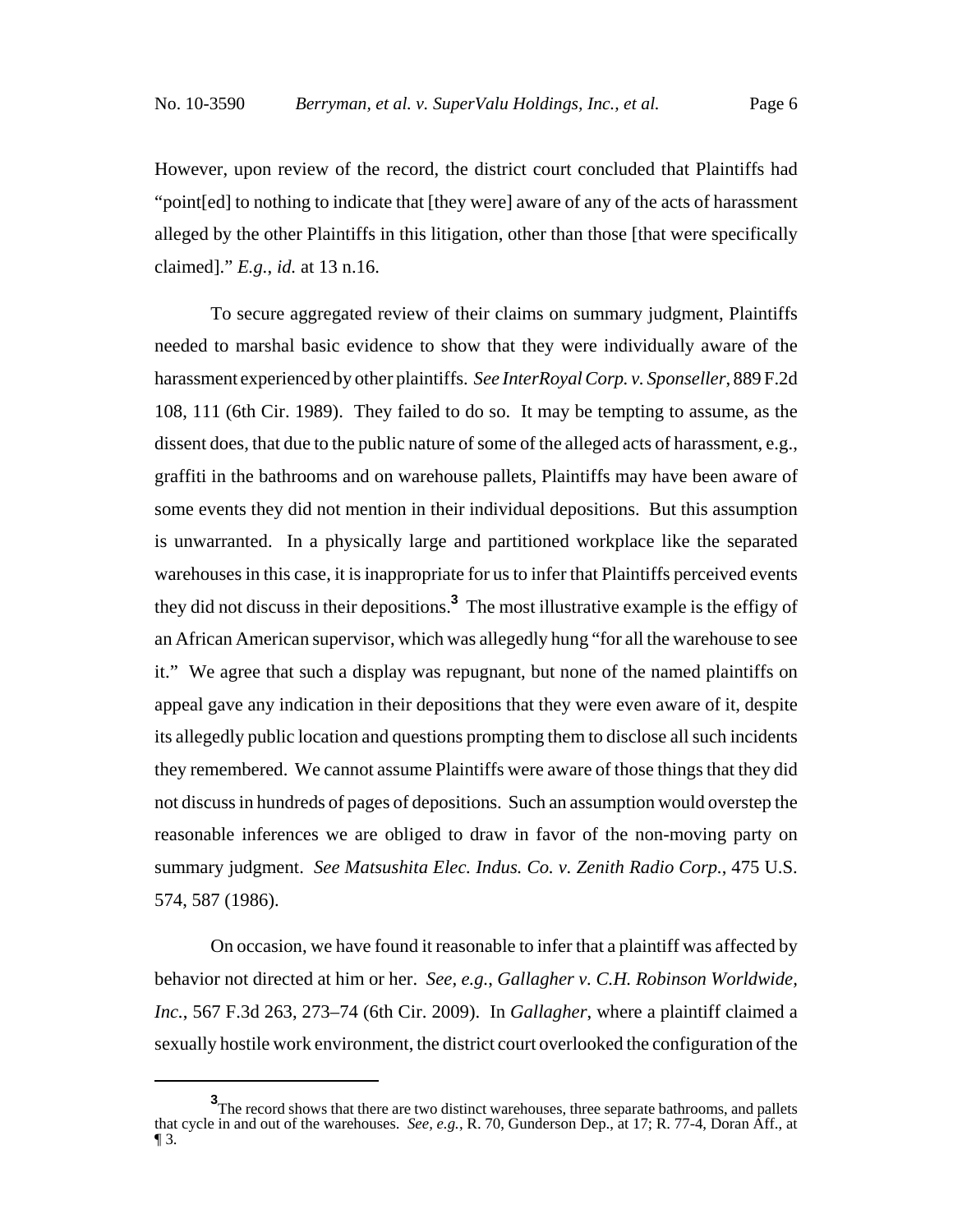However, upon review of the record, the district court concluded that Plaintiffs had "point[ed] to nothing to indicate that [they were] aware of any of the acts of harassment alleged by the other Plaintiffs in this litigation, other than those [that were specifically claimed]." *E.g.*, *id.* at 13 n.16.

To secure aggregated review of their claims on summary judgment, Plaintiffs needed to marshal basic evidence to show that they were individually aware of the harassment experienced by other plaintiffs. *See InterRoyal Corp. v. Sponseller*, 889 F.2d 108, 111 (6th Cir. 1989). They failed to do so. It may be tempting to assume, as the dissent does, that due to the public nature of some of the alleged acts of harassment, e.g., graffiti in the bathrooms and on warehouse pallets, Plaintiffs may have been aware of some events they did not mention in their individual depositions. But this assumption is unwarranted. In a physically large and partitioned workplace like the separated warehouses in this case, it is inappropriate for us to infer that Plaintiffs perceived events they did not discuss in their depositions.[3] The most illustrative example is the effigy of an African American supervisor, which was allegedly hung "for all the warehouse to see it." We agree that such a display was repugnant, but none of the named plaintiffs on appeal gave any indication in their depositions that they were even aware of it, despite its allegedly public location and questions prompting them to disclose all such incidents they remembered. We cannot assume Plaintiffs were aware of those things that they did not discuss in hundreds of pages of depositions. Such an assumption would overstep the reasonable inferences we are obliged to draw in favor of the non-moving party on summary judgment. *See Matsushita Elec. Indus. Co. v. Zenith Radio Corp.*, 475 U.S. 574, 587 (1986).

On occasion, we have found it reasonable to infer that a plaintiff was affected by behavior not directed at him or her. *See, e.g.*, *Gallagher v. C.H. Robinson Worldwide, Inc.*, 567 F.3d 263, 273–74 (6th Cir. 2009). In *Gallagher*, where a plaintiff claimed a sexually hostile work environment, the district court overlooked the configuration of the

---

[3] The record shows that there are two distinct warehouses, three separate bathrooms, and pallets that cycle in and out of the warehouses. *See, e.g.*, R. 70, Gunderson Dep., at 17; R. 77-4, Doran Aff., at ¶ 3.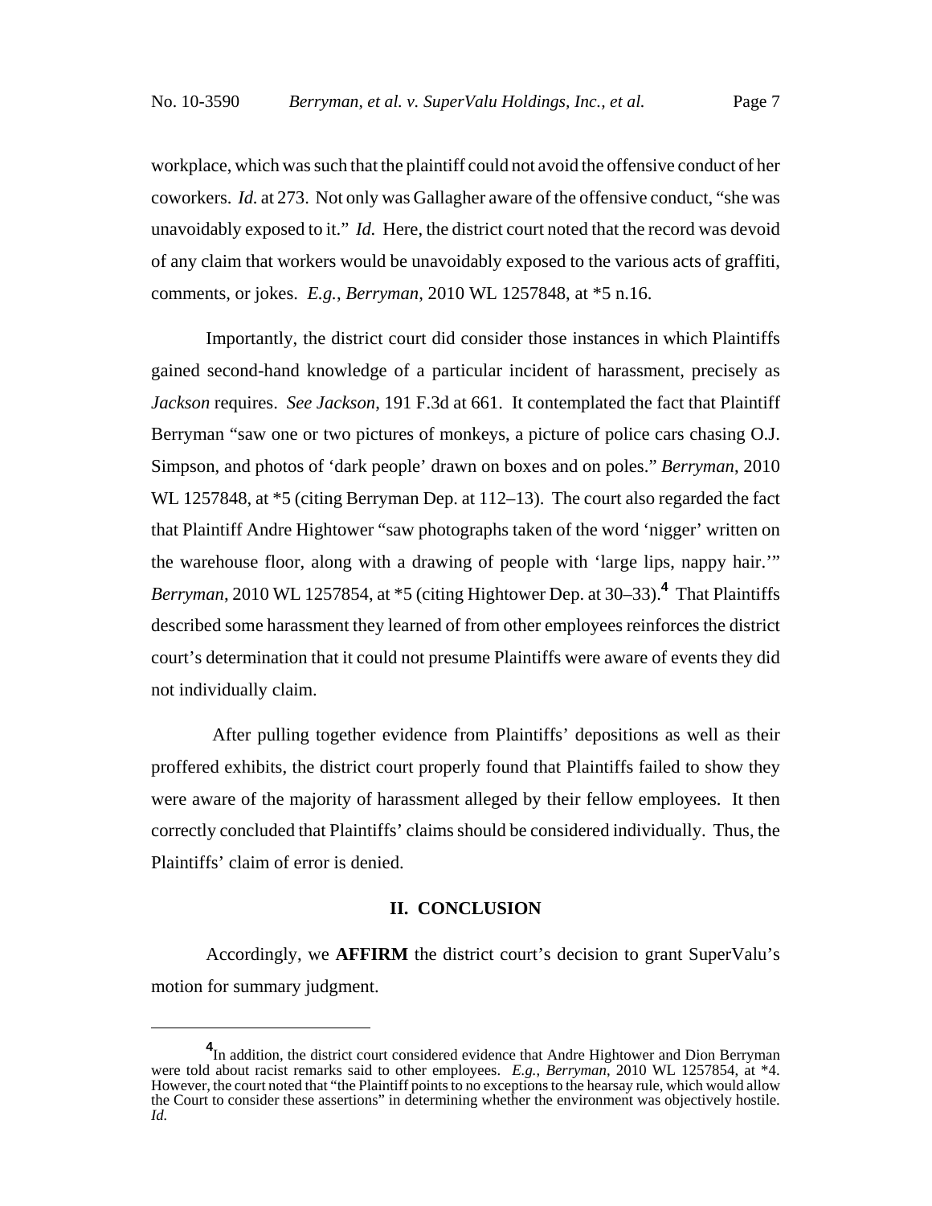workplace, which was such that the plaintiff could not avoid the offensive conduct of her coworkers. *Id.* at 273. Not only was Gallagher aware of the offensive conduct, "she was unavoidably exposed to it." *Id.* Here, the district court noted that the record was devoid of any claim that workers would be unavoidably exposed to the various acts of graffiti, comments, or jokes. *E.g.*, *Berryman*, 2010 WL 1257848, at *5 n.16.

Importantly, the district court did consider those instances in which Plaintiffs gained second-hand knowledge of a particular incident of harassment, precisely as *Jackson* requires. *See Jackson*, 191 F.3d at 661. It contemplated the fact that Plaintiff Berryman "saw one or two pictures of monkeys, a picture of police cars chasing O.J. Simpson, and photos of 'dark people' drawn on boxes and on poles." *Berryman*, 2010 WL 1257848, at *5 (citing Berryman Dep. at 112–13). The court also regarded the fact that Plaintiff Andre Hightower "saw photographs taken of the word 'nigger' written on the warehouse floor, along with a drawing of people with 'large lips, nappy hair.'" *Berryman*, 2010 WL 1257854, at *5 (citing Hightower Dep. at 30–33).[4] That Plaintiffs described some harassment they learned of from other employees reinforces the district court's determination that it could not presume Plaintiffs were aware of events they did not individually claim.

After pulling together evidence from Plaintiffs' depositions as well as their proffered exhibits, the district court properly found that Plaintiffs failed to show they were aware of the majority of harassment alleged by their fellow employees. It then correctly concluded that Plaintiffs' claims should be considered individually. Thus, the Plaintiffs' claim of error is denied.

## II. CONCLUSION

Accordingly, we **AFFIRM** the district court's decision to grant SuperValu's motion for summary judgment.

---

[4] In addition, the district court considered evidence that Andre Hightower and Dion Berryman were told about racist remarks said to other employees. *E.g.*, *Berryman*, 2010 WL 1257854, at *4. However, the court noted that "the Plaintiff points to no exceptions to the hearsay rule, which would allow the Court to consider these assertions" in determining whether the environment was objectively hostile. *Id.*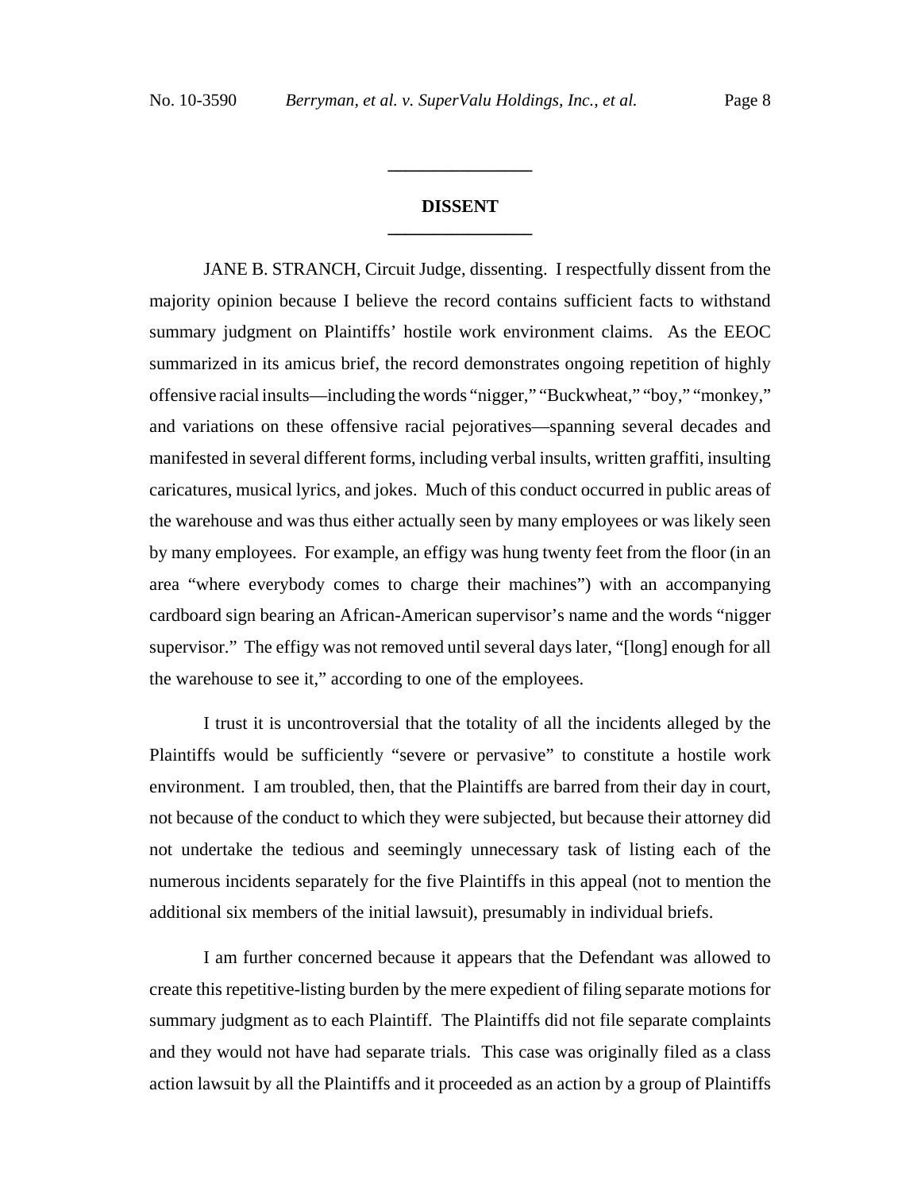## DISSENT

JANE B. STRANCH, Circuit Judge, dissenting. I respectfully dissent from the majority opinion because I believe the record contains sufficient facts to withstand summary judgment on Plaintiffs' hostile work environment claims. As the EEOC summarized in its amicus brief, the record demonstrates ongoing repetition of highly offensive racial insults—including the words "nigger," "Buckwheat," "boy," "monkey," and variations on these offensive racial pejoratives—spanning several decades and manifested in several different forms, including verbal insults, written graffiti, insulting caricatures, musical lyrics, and jokes. Much of this conduct occurred in public areas of the warehouse and was thus either actually seen by many employees or was likely seen by many employees. For example, an effigy was hung twenty feet from the floor (in an area "where everybody comes to charge their machines") with an accompanying cardboard sign bearing an African-American supervisor's name and the words "nigger supervisor." The effigy was not removed until several days later, "[long] enough for all the warehouse to see it," according to one of the employees.

I trust it is uncontroversial that the totality of all the incidents alleged by the Plaintiffs would be sufficiently "severe or pervasive" to constitute a hostile work environment. I am troubled, then, that the Plaintiffs are barred from their day in court, not because of the conduct to which they were subjected, but because their attorney did not undertake the tedious and seemingly unnecessary task of listing each of the numerous incidents separately for the five Plaintiffs in this appeal (not to mention the additional six members of the initial lawsuit), presumably in individual briefs.

I am further concerned because it appears that the Defendant was allowed to create this repetitive-listing burden by the mere expedient of filing separate motions for summary judgment as to each Plaintiff. The Plaintiffs did not file separate complaints and they would not have had separate trials. This case was originally filed as a class action lawsuit by all the Plaintiffs and it proceeded as an action by a group of Plaintiffs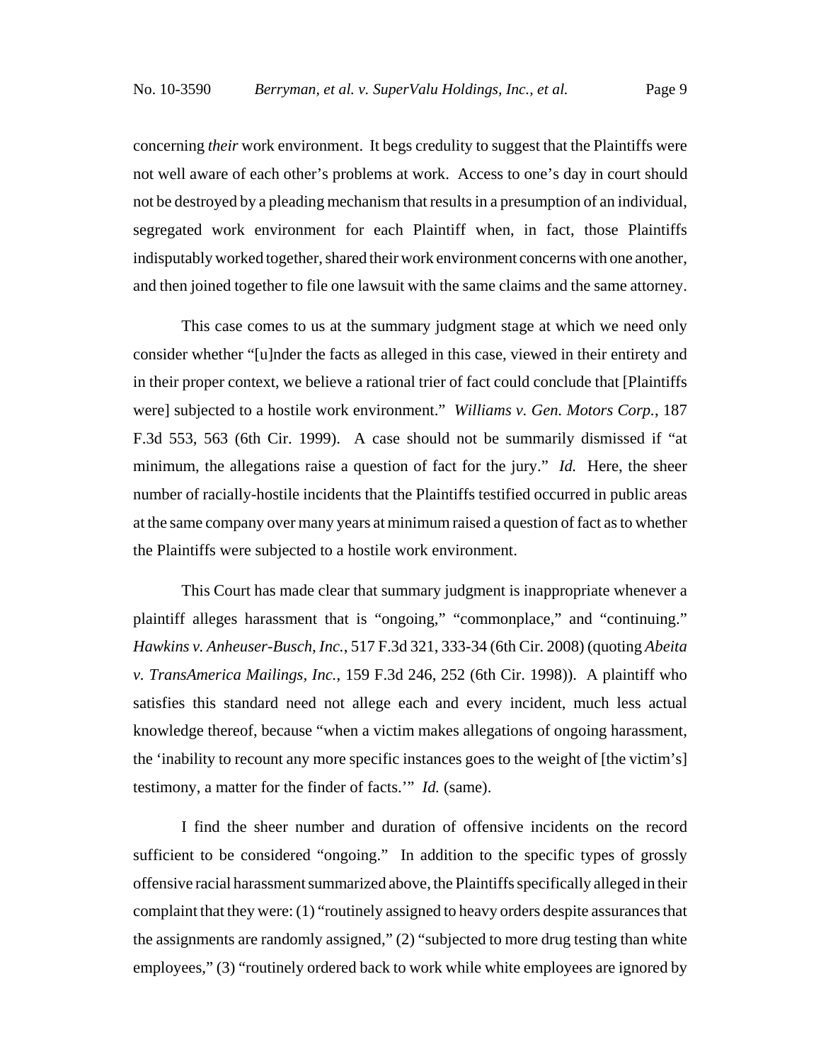concerning *their* work environment. It begs credulity to suggest that the Plaintiffs were not well aware of each other's problems at work. Access to one's day in court should not be destroyed by a pleading mechanism that results in a presumption of an individual, segregated work environment for each Plaintiff when, in fact, those Plaintiffs indisputably worked together, shared their work environment concerns with one another, and then joined together to file one lawsuit with the same claims and the same attorney.

This case comes to us at the summary judgment stage at which we need only consider whether "[u]nder the facts as alleged in this case, viewed in their entirety and in their proper context, we believe a rational trier of fact could conclude that [Plaintiffs were] subjected to a hostile work environment." *Williams v. Gen. Motors Corp.*, 187 F.3d 553, 563 (6th Cir. 1999). A case should not be summarily dismissed if "at minimum, the allegations raise a question of fact for the jury." *Id.* Here, the sheer number of racially-hostile incidents that the Plaintiffs testified occurred in public areas at the same company over many years at minimum raised a question of fact as to whether the Plaintiffs were subjected to a hostile work environment.

This Court has made clear that summary judgment is inappropriate whenever a plaintiff alleges harassment that is "ongoing," "commonplace," and "continuing." *Hawkins v. Anheuser-Busch, Inc.*, 517 F.3d 321, 333-34 (6th Cir. 2008) (quoting *Abeita v. TransAmerica Mailings, Inc.*, 159 F.3d 246, 252 (6th Cir. 1998)). A plaintiff who satisfies this standard need not allege each and every incident, much less actual knowledge thereof, because "when a victim makes allegations of ongoing harassment, the 'inability to recount any more specific instances goes to the weight of [the victim's] testimony, a matter for the finder of facts.'" *Id.* (same).

I find the sheer number and duration of offensive incidents on the record sufficient to be considered "ongoing." In addition to the specific types of grossly offensive racial harassment summarized above, the Plaintiffs specifically alleged in their complaint that they were: (1) "routinely assigned to heavy orders despite assurances that the assignments are randomly assigned," (2) "subjected to more drug testing than white employees," (3) "routinely ordered back to work while white employees are ignored by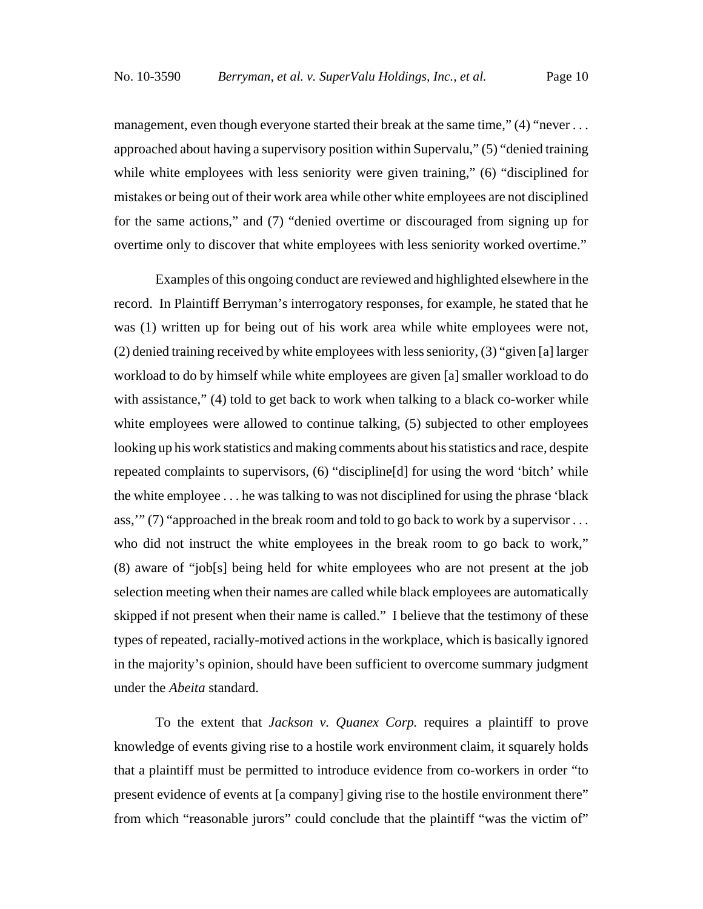management, even though everyone started their break at the same time," (4) "never . . . approached about having a supervisory position within Supervalu," (5) "denied training while white employees with less seniority were given training," (6) "disciplined for mistakes or being out of their work area while other white employees are not disciplined for the same actions," and (7) "denied overtime or discouraged from signing up for overtime only to discover that white employees with less seniority worked overtime."

Examples of this ongoing conduct are reviewed and highlighted elsewhere in the record. In Plaintiff Berryman's interrogatory responses, for example, he stated that he was (1) written up for being out of his work area while white employees were not, (2) denied training received by white employees with less seniority, (3) "given [a] larger workload to do by himself while white employees are given [a] smaller workload to do with assistance," (4) told to get back to work when talking to a black co-worker while white employees were allowed to continue talking, (5) subjected to other employees looking up his work statistics and making comments about his statistics and race, despite repeated complaints to supervisors, (6) "discipline[d] for using the word 'bitch' while the white employee . . . he was talking to was not disciplined for using the phrase 'black ass,'" (7) "approached in the break room and told to go back to work by a supervisor . . . who did not instruct the white employees in the break room to go back to work," (8) aware of "job[s] being held for white employees who are not present at the job selection meeting when their names are called while black employees are automatically skipped if not present when their name is called." I believe that the testimony of these types of repeated, racially-motived actions in the workplace, which is basically ignored in the majority's opinion, should have been sufficient to overcome summary judgment under the *Abeita* standard.

To the extent that *Jackson v. Quanex Corp.* requires a plaintiff to prove knowledge of events giving rise to a hostile work environment claim, it squarely holds that a plaintiff must be permitted to introduce evidence from co-workers in order "to present evidence of events at [a company] giving rise to the hostile environment there" from which "reasonable jurors" could conclude that the plaintiff "was the victim of"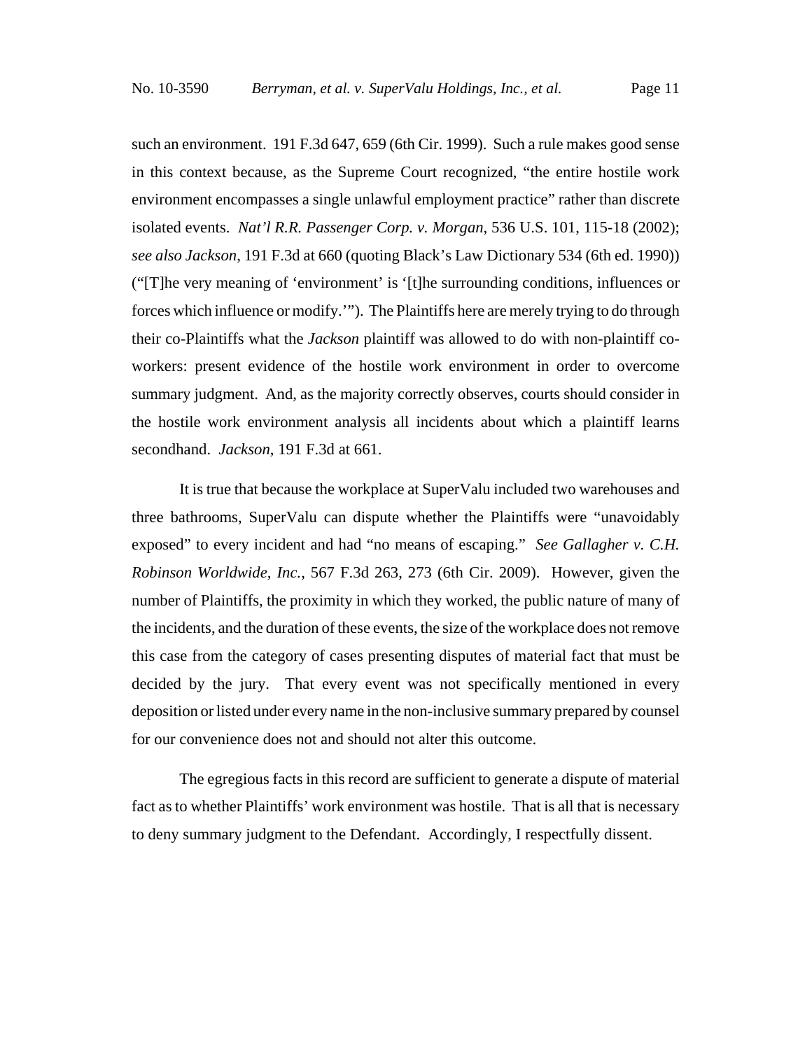such an environment. 191 F.3d 647, 659 (6th Cir. 1999). Such a rule makes good sense in this context because, as the Supreme Court recognized, "the entire hostile work environment encompasses a single unlawful employment practice" rather than discrete isolated events. *Nat'l R.R. Passenger Corp. v. Morgan*, 536 U.S. 101, 115-18 (2002); *see also Jackson*, 191 F.3d at 660 (quoting Black's Law Dictionary 534 (6th ed. 1990)) ("[T]he very meaning of 'environment' is '[t]he surrounding conditions, influences or forces which influence or modify.'"). The Plaintiffs here are merely trying to do through their co-Plaintiffs what the *Jackson* plaintiff was allowed to do with non-plaintiff co-workers: present evidence of the hostile work environment in order to overcome summary judgment. And, as the majority correctly observes, courts should consider in the hostile work environment analysis all incidents about which a plaintiff learns secondhand. *Jackson*, 191 F.3d at 661.

It is true that because the workplace at SuperValu included two warehouses and three bathrooms, SuperValu can dispute whether the Plaintiffs were "unavoidably exposed" to every incident and had "no means of escaping." *See Gallagher v. C.H. Robinson Worldwide, Inc.*, 567 F.3d 263, 273 (6th Cir. 2009). However, given the number of Plaintiffs, the proximity in which they worked, the public nature of many of the incidents, and the duration of these events, the size of the workplace does not remove this case from the category of cases presenting disputes of material fact that must be decided by the jury. That every event was not specifically mentioned in every deposition or listed under every name in the non-inclusive summary prepared by counsel for our convenience does not and should not alter this outcome.

The egregious facts in this record are sufficient to generate a dispute of material fact as to whether Plaintiffs' work environment was hostile. That is all that is necessary to deny summary judgment to the Defendant. Accordingly, I respectfully dissent.